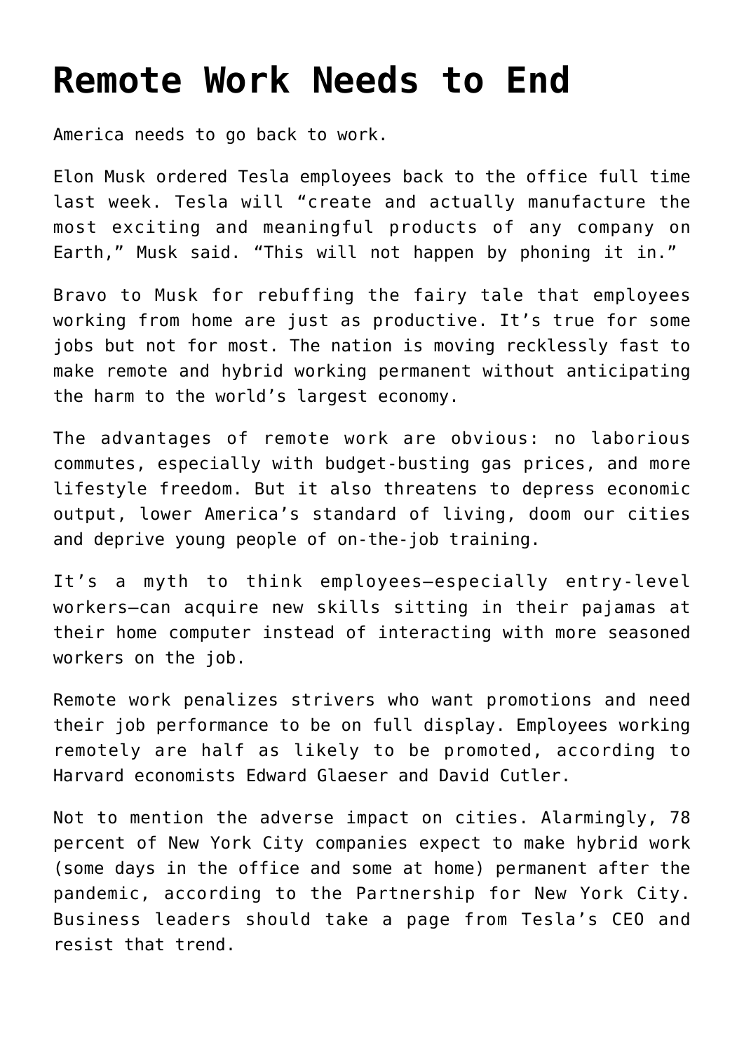# Remote Work Needs to End

America needs to go back to work.

Elon Musk ordered Tesla employees back to the office full time last week. Tesla will “create and actually manufacture the most exciting and meaningful products of any company on Earth,” Musk said. “This will not happen by phoning it in.”

Bravo to Musk for rebuffing the fairy tale that employees working from home are just as productive. It’s true for some jobs but not for most. The nation is moving recklessly fast to make remote and hybrid working permanent without anticipating the harm to the world’s largest economy.

The advantages of remote work are obvious: no laborious commutes, especially with budget-busting gas prices, and more lifestyle freedom. But it also threatens to depress economic output, lower America’s standard of living, doom our cities and deprive young people of on-the-job training.

It’s a myth to think employees—especially entry-level workers—can acquire new skills sitting in their pajamas at their home computer instead of interacting with more seasoned workers on the job.

Remote work penalizes strivers who want promotions and need their job performance to be on full display. Employees working remotely are half as likely to be promoted, according to Harvard economists Edward Glaeser and David Cutler.

Not to mention the adverse impact on cities. Alarmingly, 78 percent of New York City companies expect to make hybrid work (some days in the office and some at home) permanent after the pandemic, according to the Partnership for New York City. Business leaders should take a page from Tesla’s CEO and resist that trend.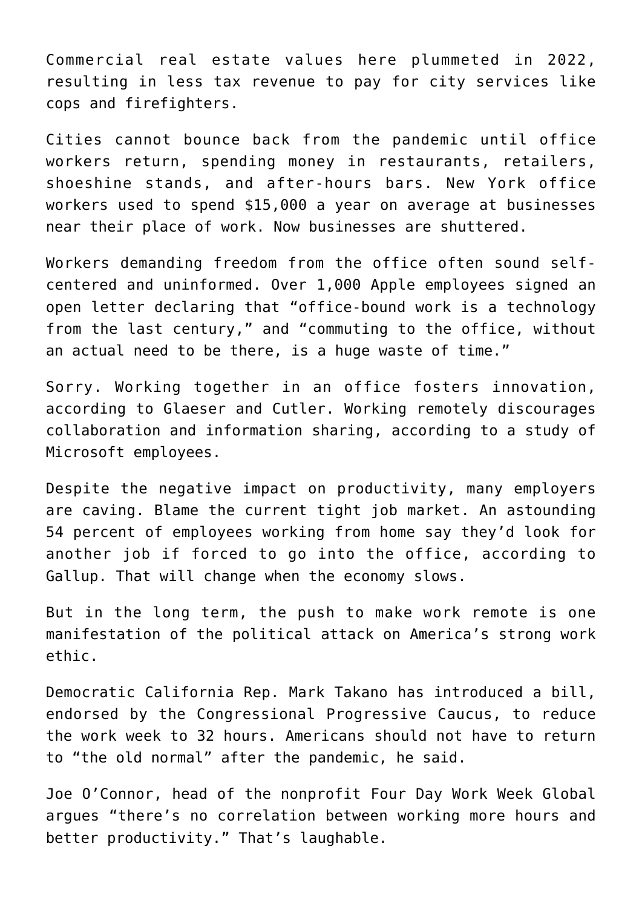Commercial real estate values here plummeted in 2022, resulting in less tax revenue to pay for city services like cops and firefighters.

Cities cannot bounce back from the pandemic until office workers return, spending money in restaurants, retailers, shoeshine stands, and after-hours bars. New York office workers used to spend $15,000 a year on average at businesses near their place of work. Now businesses are shuttered.

Workers demanding freedom from the office often sound self-centered and uninformed. Over 1,000 Apple employees signed an open letter declaring that “office-bound work is a technology from the last century,” and “commuting to the office, without an actual need to be there, is a huge waste of time.”

Sorry. Working together in an office fosters innovation, according to Glaeser and Cutler. Working remotely discourages collaboration and information sharing, according to a study of Microsoft employees.

Despite the negative impact on productivity, many employers are caving. Blame the current tight job market. An astounding 54 percent of employees working from home say they’d look for another job if forced to go into the office, according to Gallup. That will change when the economy slows.

But in the long term, the push to make work remote is one manifestation of the political attack on America’s strong work ethic.

Democratic California Rep. Mark Takano has introduced a bill, endorsed by the Congressional Progressive Caucus, to reduce the work week to 32 hours. Americans should not have to return to “the old normal” after the pandemic, he said.

Joe O’Connor, head of the nonprofit Four Day Work Week Global argues “there’s no correlation between working more hours and better productivity.” That’s laughable.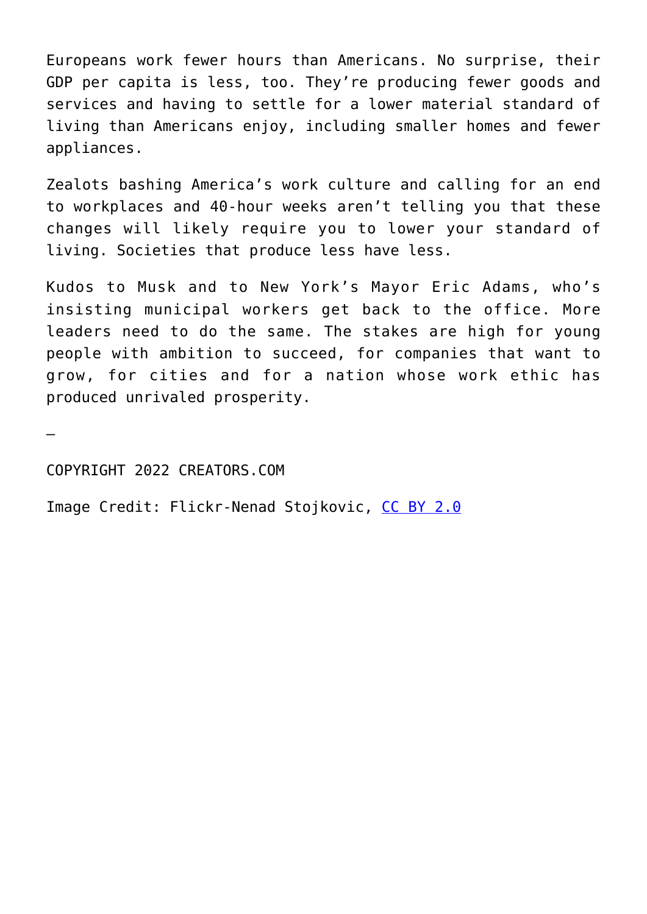Europeans work fewer hours than Americans. No surprise, their GDP per capita is less, too. They're producing fewer goods and services and having to settle for a lower material standard of living than Americans enjoy, including smaller homes and fewer appliances.

Zealots bashing America's work culture and calling for an end to workplaces and 40-hour weeks aren't telling you that these changes will likely require you to lower your standard of living. Societies that produce less have less.

Kudos to Musk and to New York's Mayor Eric Adams, who's insisting municipal workers get back to the office. More leaders need to do the same. The stakes are high for young people with ambition to succeed, for companies that want to grow, for cities and for a nation whose work ethic has produced unrivaled prosperity.

—

COPYRIGHT 2022 CREATORS.COM

Image Credit: Flickr-Nenad Stojkovic, CC BY 2.0